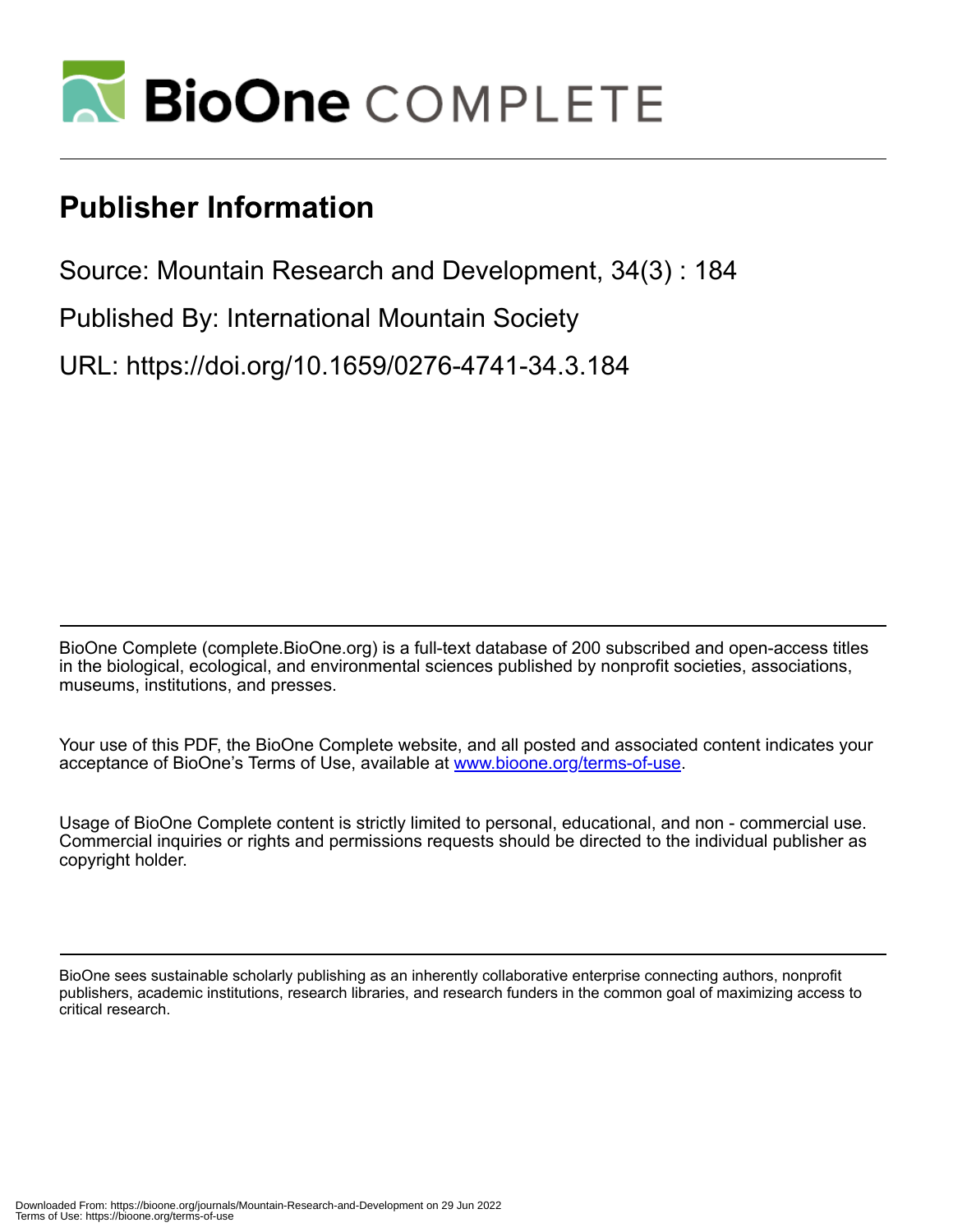# BioOne COMPLETE

## Publisher Information

Source: Mountain Research and Development, 34(3) : 184

Published By: International Mountain Society

URL: https://doi.org/10.1659/0276-4741-34.3.184

BioOne Complete (complete.BioOne.org) is a full-text database of 200 subscribed and open-access titles in the biological, ecological, and environmental sciences published by nonprofit societies, associations, museums, institutions, and presses.

Your use of this PDF, the BioOne Complete website, and all posted and associated content indicates your acceptance of BioOne's Terms of Use, available at www.bioone.org/terms-of-use.

Usage of BioOne Complete content is strictly limited to personal, educational, and non - commercial use. Commercial inquiries or rights and permissions requests should be directed to the individual publisher as copyright holder.

BioOne sees sustainable scholarly publishing as an inherently collaborative enterprise connecting authors, nonprofit publishers, academic institutions, research libraries, and research funders in the common goal of maximizing access to critical research.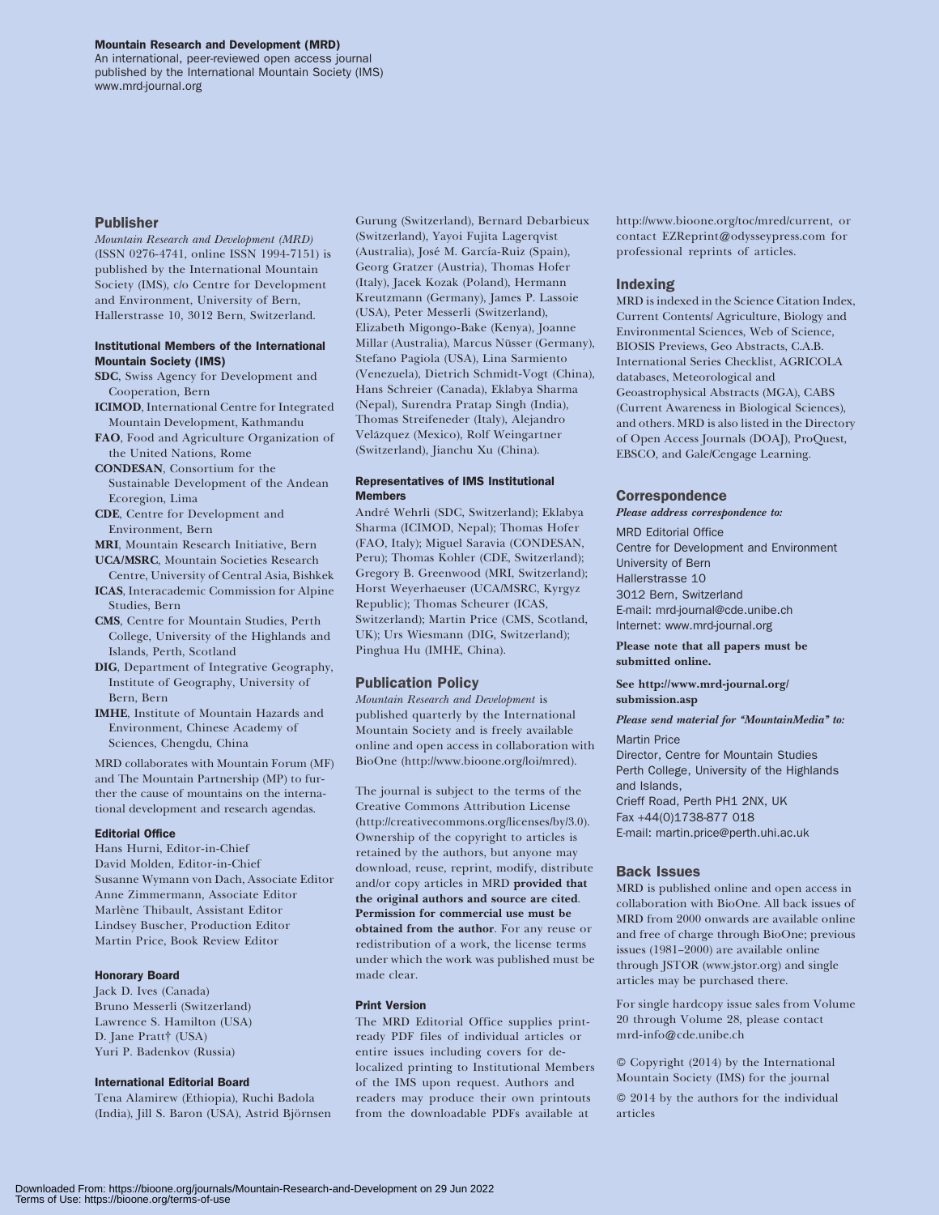**Mountain Research and Development (MRD)**
An international, peer-reviewed open access journal published by the International Mountain Society (IMS)
www.mrd-journal.org

## Publisher

*Mountain Research and Development (MRD)* (ISSN 0276-4741, online ISSN 1994-7151) is published by the International Mountain Society (IMS), c/o Centre for Development and Environment, University of Bern, Hallerstrasse 10, 3012 Bern, Switzerland.

### Institutional Members of the International Mountain Society (IMS)

**SDC**, Swiss Agency for Development and Cooperation, Bern
**ICIMOD**, International Centre for Integrated Mountain Development, Kathmandu
**FAO**, Food and Agriculture Organization of the United Nations, Rome
**CONDESAN**, Consortium for the Sustainable Development of the Andean Ecoregion, Lima
**CDE**, Centre for Development and Environment, Bern
**MRI**, Mountain Research Initiative, Bern
**UCA/MSRC**, Mountain Societies Research Centre, University of Central Asia, Bishkek
**ICAS**, Interacademic Commission for Alpine Studies, Bern
**CMS**, Centre for Mountain Studies, Perth College, University of the Highlands and Islands, Perth, Scotland
**DIG**, Department of Integrative Geography, Institute of Geography, University of Bern, Bern
**IMHE**, Institute of Mountain Hazards and Environment, Chinese Academy of Sciences, Chengdu, China

MRD collaborates with Mountain Forum (MF) and The Mountain Partnership (MP) to further the cause of mountains on the international development and research agendas.

### Editorial Office

Hans Hurni, Editor-in-Chief
David Molden, Editor-in-Chief
Susanne Wymann von Dach, Associate Editor
Anne Zimmermann, Associate Editor
Marlène Thibault, Assistant Editor
Lindsey Buscher, Production Editor
Martin Price, Book Review Editor

### Honorary Board

Jack D. Ives (Canada)
Bruno Messerli (Switzerland)
Lawrence S. Hamilton (USA)
D. Jane Pratt† (USA)
Yuri P. Badenkov (Russia)

### International Editorial Board

Tena Alamirew (Ethiopia), Ruchi Badola (India), Jill S. Baron (USA), Astrid Björnsen Gurung (Switzerland), Bernard Debarbieux (Switzerland), Yayoi Fujita Lagerqvist (Australia), José M. García-Ruiz (Spain), Georg Gratzer (Austria), Thomas Hofer (Italy), Jacek Kozak (Poland), Hermann Kreutzmann (Germany), James P. Lassoie (USA), Peter Messerli (Switzerland), Elizabeth Migongo-Bake (Kenya), Joanne Millar (Australia), Marcus Nüsser (Germany), Stefano Pagiola (USA), Lina Sarmiento (Venezuela), Dietrich Schmidt-Vogt (China), Hans Schreier (Canada), Eklabya Sharma (Nepal), Surendra Pratap Singh (India), Thomas Streifeneder (Italy), Alejandro Velázquez (Mexico), Rolf Weingartner (Switzerland), Jianchu Xu (China).

### Representatives of IMS Institutional Members

André Wehrli (SDC, Switzerland); Eklabya Sharma (ICIMOD, Nepal); Thomas Hofer (FAO, Italy); Miguel Saravia (CONDESAN, Peru); Thomas Kohler (CDE, Switzerland); Gregory B. Greenwood (MRI, Switzerland); Horst Weyerhaeuser (UCA/MSRC, Kyrgyz Republic); Thomas Scheurer (ICAS, Switzerland); Martin Price (CMS, Scotland, UK); Urs Wiesmann (DIG, Switzerland); Pinghua Hu (IMHE, China).

## Publication Policy

*Mountain Research and Development* is published quarterly by the International Mountain Society and is freely available online and open access in collaboration with BioOne (http://www.bioone.org/loi/mred).

The journal is subject to the terms of the Creative Commons Attribution License (http://creativecommons.org/licenses/by/3.0). Ownership of the copyright to articles is retained by the authors, but anyone may download, reuse, reprint, modify, distribute and/or copy articles in MRD **provided that the original authors and source are cited**. **Permission for commercial use must be obtained from the author**. For any reuse or redistribution of a work, the license terms under which the work was published must be made clear.

### Print Version

The MRD Editorial Office supplies print-ready PDF files of individual articles or entire issues including covers for de-localized printing to Institutional Members of the IMS upon request. Authors and readers may produce their own printouts from the downloadable PDFs available at http://www.bioone.org/toc/mred/current, or contact EZReprint@odysseypress.com for professional reprints of articles.

## Indexing

MRD is indexed in the Science Citation Index, Current Contents/ Agriculture, Biology and Environmental Sciences, Web of Science, BIOSIS Previews, Geo Abstracts, C.A.B. International Series Checklist, AGRICOLA databases, Meteorological and Geoastrophysical Abstracts (MGA), CABS (Current Awareness in Biological Sciences), and others. MRD is also listed in the Directory of Open Access Journals (DOAJ), ProQuest, EBSCO, and Gale/Cengage Learning.

## Correspondence

***Please address correspondence to:***

MRD Editorial Office
Centre for Development and Environment
University of Bern
Hallerstrasse 10
3012 Bern, Switzerland
E-mail: mrd-journal@cde.unibe.ch
Internet: www.mrd-journal.org

**Please note that all papers must be submitted online.**

**See http://www.mrd-journal.org/submission.asp**

***Please send material for "MountainMedia" to:***

Martin Price
Director, Centre for Mountain Studies
Perth College, University of the Highlands and Islands,
Crieff Road, Perth PH1 2NX, UK
Fax +44(0)1738-877 018
E-mail: martin.price@perth.uhi.ac.uk

## Back Issues

MRD is published online and open access in collaboration with BioOne. All back issues of MRD from 2000 onwards are available online and free of charge through BioOne; previous issues (1981–2000) are available online through JSTOR (www.jstor.org) and single articles may be purchased there.

For single hardcopy issue sales from Volume 20 through Volume 28, please contact mrd-info@cde.unibe.ch

© Copyright (2014) by the International Mountain Society (IMS) for the journal

© 2014 by the authors for the individual articles